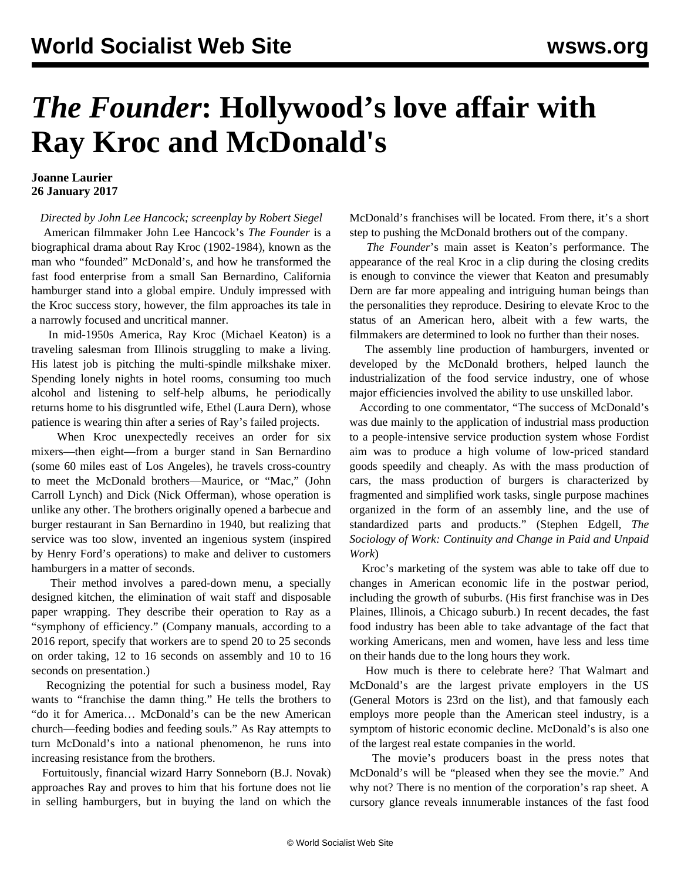# *The Founder*: Hollywood's love affair with Ray Kroc and McDonald's

**Joanne Laurier**
**26 January 2017**

*Directed by John Lee Hancock; screenplay by Robert Siegel*

American filmmaker John Lee Hancock's *The Founder* is a biographical drama about Ray Kroc (1902-1984), known as the man who "founded" McDonald's, and how he transformed the fast food enterprise from a small San Bernardino, California hamburger stand into a global empire. Unduly impressed with the Kroc success story, however, the film approaches its tale in a narrowly focused and uncritical manner.

In mid-1950s America, Ray Kroc (Michael Keaton) is a traveling salesman from Illinois struggling to make a living. His latest job is pitching the multi-spindle milkshake mixer. Spending lonely nights in hotel rooms, consuming too much alcohol and listening to self-help albums, he periodically returns home to his disgruntled wife, Ethel (Laura Dern), whose patience is wearing thin after a series of Ray's failed projects.

When Kroc unexpectedly receives an order for six mixers—then eight—from a burger stand in San Bernardino (some 60 miles east of Los Angeles), he travels cross-country to meet the McDonald brothers—Maurice, or "Mac," (John Carroll Lynch) and Dick (Nick Offerman), whose operation is unlike any other. The brothers originally opened a barbecue and burger restaurant in San Bernardino in 1940, but realizing that service was too slow, invented an ingenious system (inspired by Henry Ford's operations) to make and deliver to customers hamburgers in a matter of seconds.

Their method involves a pared-down menu, a specially designed kitchen, the elimination of wait staff and disposable paper wrapping. They describe their operation to Ray as a "symphony of efficiency." (Company manuals, according to a 2016 report, specify that workers are to spend 20 to 25 seconds on order taking, 12 to 16 seconds on assembly and 10 to 16 seconds on presentation.)

Recognizing the potential for such a business model, Ray wants to "franchise the damn thing." He tells the brothers to "do it for America… McDonald's can be the new American church—feeding bodies and feeding souls." As Ray attempts to turn McDonald's into a national phenomenon, he runs into increasing resistance from the brothers.

Fortuitously, financial wizard Harry Sonneborn (B.J. Novak) approaches Ray and proves to him that his fortune does not lie in selling hamburgers, but in buying the land on which the McDonald's franchises will be located. From there, it's a short step to pushing the McDonald brothers out of the company.

*The Founder*'s main asset is Keaton's performance. The appearance of the real Kroc in a clip during the closing credits is enough to convince the viewer that Keaton and presumably Dern are far more appealing and intriguing human beings than the personalities they reproduce. Desiring to elevate Kroc to the status of an American hero, albeit with a few warts, the filmmakers are determined to look no further than their noses.

The assembly line production of hamburgers, invented or developed by the McDonald brothers, helped launch the industrialization of the food service industry, one of whose major efficiencies involved the ability to use unskilled labor.

According to one commentator, "The success of McDonald's was due mainly to the application of industrial mass production to a people-intensive service production system whose Fordist aim was to produce a high volume of low-priced standard goods speedily and cheaply. As with the mass production of cars, the mass production of burgers is characterized by fragmented and simplified work tasks, single purpose machines organized in the form of an assembly line, and the use of standardized parts and products." (Stephen Edgell, *The Sociology of Work: Continuity and Change in Paid and Unpaid Work*)

Kroc's marketing of the system was able to take off due to changes in American economic life in the postwar period, including the growth of suburbs. (His first franchise was in Des Plaines, Illinois, a Chicago suburb.) In recent decades, the fast food industry has been able to take advantage of the fact that working Americans, men and women, have less and less time on their hands due to the long hours they work.

How much is there to celebrate here? That Walmart and McDonald's are the largest private employers in the US (General Motors is 23rd on the list), and that famously each employs more people than the American steel industry, is a symptom of historic economic decline. McDonald's is also one of the largest real estate companies in the world.

The movie's producers boast in the press notes that McDonald's will be "pleased when they see the movie." And why not? There is no mention of the corporation's rap sheet. A cursory glance reveals innumerable instances of the fast food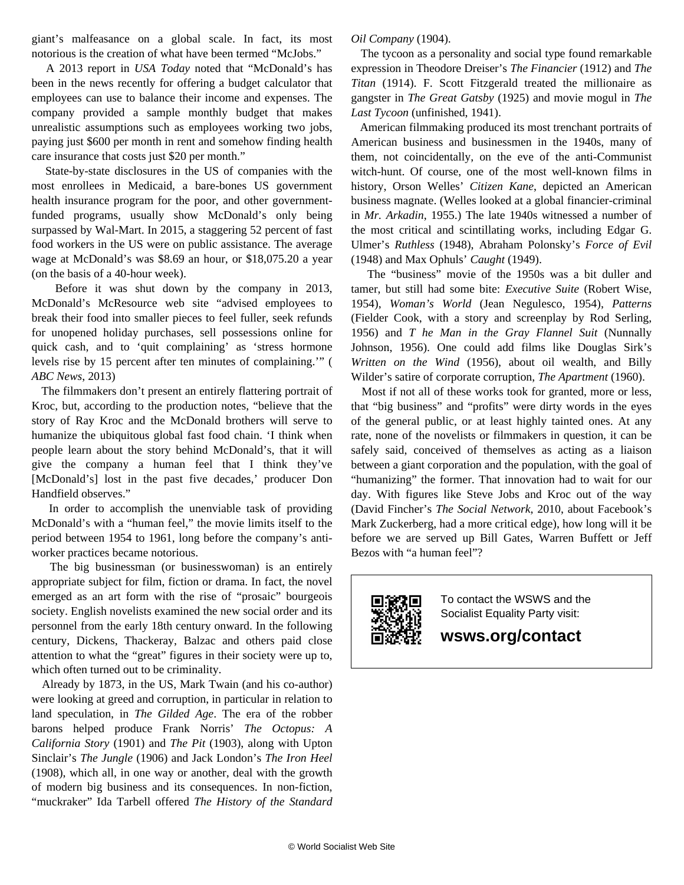giant's malfeasance on a global scale. In fact, its most notorious is the creation of what have been termed "McJobs."

A 2013 report in *USA Today* noted that "McDonald's has been in the news recently for offering a budget calculator that employees can use to balance their income and expenses. The company provided a sample monthly budget that makes unrealistic assumptions such as employees working two jobs, paying just $600 per month in rent and somehow finding health care insurance that costs just $20 per month."

State-by-state disclosures in the US of companies with the most enrollees in Medicaid, a bare-bones US government health insurance program for the poor, and other government-funded programs, usually show McDonald's only being surpassed by Wal-Mart. In 2015, a staggering 52 percent of fast food workers in the US were on public assistance. The average wage at McDonald's was $8.69 an hour, or $18,075.20 a year (on the basis of a 40-hour week).

Before it was shut down by the company in 2013, McDonald's McResource web site "advised employees to break their food into smaller pieces to feel fuller, seek refunds for unopened holiday purchases, sell possessions online for quick cash, and to 'quit complaining' as 'stress hormone levels rise by 15 percent after ten minutes of complaining.'" (*ABC News*, 2013)

The filmmakers don't present an entirely flattering portrait of Kroc, but, according to the production notes, "believe that the story of Ray Kroc and the McDonald brothers will serve to humanize the ubiquitous global fast food chain. 'I think when people learn about the story behind McDonald's, that it will give the company a human feel that I think they've [McDonald's] lost in the past five decades,' producer Don Handfield observes."

In order to accomplish the unenviable task of providing McDonald's with a "human feel," the movie limits itself to the period between 1954 to 1961, long before the company's anti-worker practices became notorious.

The big businessman (or businesswoman) is an entirely appropriate subject for film, fiction or drama. In fact, the novel emerged as an art form with the rise of "prosaic" bourgeois society. English novelists examined the new social order and its personnel from the early 18th century onward. In the following century, Dickens, Thackeray, Balzac and others paid close attention to what the "great" figures in their society were up to, which often turned out to be criminality.

Already by 1873, in the US, Mark Twain (and his co-author) were looking at greed and corruption, in particular in relation to land speculation, in *The Gilded Age*. The era of the robber barons helped produce Frank Norris' *The Octopus: A California Story* (1901) and *The Pit* (1903), along with Upton Sinclair's *The Jungle* (1906) and Jack London's *The Iron Heel* (1908), which all, in one way or another, deal with the growth of modern big business and its consequences. In non-fiction, "muckraker" Ida Tarbell offered *The History of the Standard Oil Company* (1904).

The tycoon as a personality and social type found remarkable expression in Theodore Dreiser's *The Financier* (1912) and *The Titan* (1914). F. Scott Fitzgerald treated the millionaire as gangster in *The Great Gatsby* (1925) and movie mogul in *The Last Tycoon* (unfinished, 1941).

American filmmaking produced its most trenchant portraits of American business and businessmen in the 1940s, many of them, not coincidentally, on the eve of the anti-Communist witch-hunt. Of course, one of the most well-known films in history, Orson Welles' *Citizen Kane*, depicted an American business magnate. (Welles looked at a global financier-criminal in *Mr. Arkadin*, 1955.) The late 1940s witnessed a number of the most critical and scintillating works, including Edgar G. Ulmer's *Ruthless* (1948), Abraham Polonsky's *Force of Evil* (1948) and Max Ophuls' *Caught* (1949).

The "business" movie of the 1950s was a bit duller and tamer, but still had some bite: *Executive Suite* (Robert Wise, 1954), *Woman's World* (Jean Negulesco, 1954), *Patterns* (Fielder Cook, with a story and screenplay by Rod Serling, 1956) and *The Man in the Gray Flannel Suit* (Nunnally Johnson, 1956). One could add films like Douglas Sirk's *Written on the Wind* (1956), about oil wealth, and Billy Wilder's satire of corporate corruption, *The Apartment* (1960).

Most if not all of these works took for granted, more or less, that "big business" and "profits" were dirty words in the eyes of the general public, or at least highly tainted ones. At any rate, none of the novelists or filmmakers in question, it can be safely said, conceived of themselves as acting as a liaison between a giant corporation and the population, with the goal of "humanizing" the former. That innovation had to wait for our day. With figures like Steve Jobs and Kroc out of the way (David Fincher's *The Social Network*, 2010, about Facebook's Mark Zuckerberg, had a more critical edge), how long will it be before we are served up Bill Gates, Warren Buffett or Jeff Bezos with "a human feel"?

To contact the WSWS and the Socialist Equality Party visit:

**wsws.org/contact**